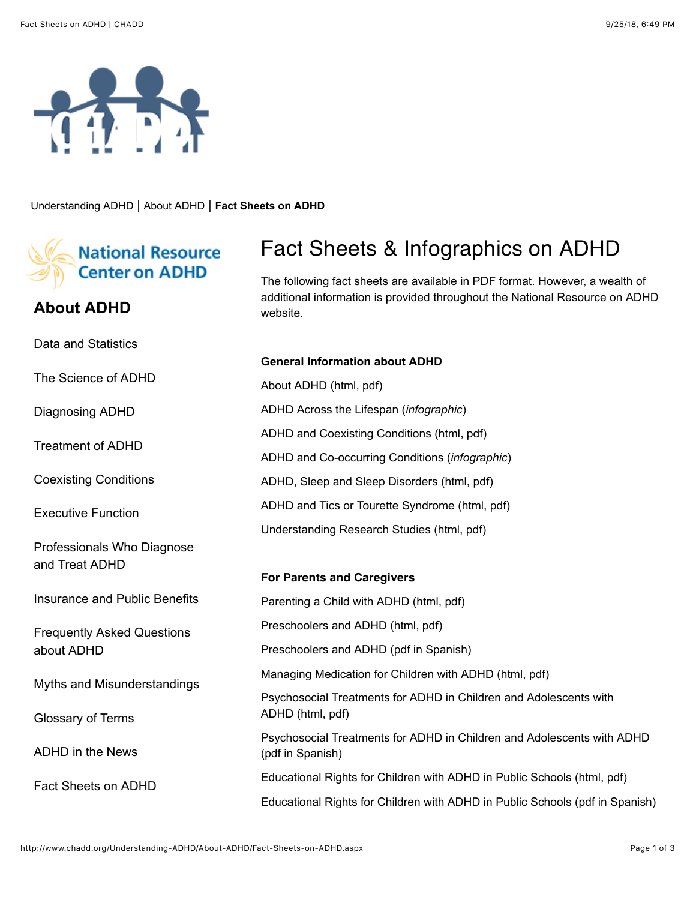Understanding ADHD | About ADHD | **Fact Sheets on ADHD**

National Resource Center on ADHD

## About ADHD

- Data and Statistics
- The Science of ADHD
- Diagnosing ADHD
- Treatment of ADHD
- Coexisting Conditions
- Executive Function
- Professionals Who Diagnose and Treat ADHD
- Insurance and Public Benefits
- Frequently Asked Questions about ADHD
- Myths and Misunderstandings
- Glossary of Terms
- ADHD in the News
- Fact Sheets on ADHD

# Fact Sheets & Infographics on ADHD

The following fact sheets are available in PDF format. However, a wealth of additional information is provided throughout the National Resource on ADHD website.

**General Information about ADHD**

About ADHD (html, pdf)

ADHD Across the Lifespan (*infographic*)

ADHD and Coexisting Conditions (html, pdf)

ADHD and Co-occurring Conditions (*infographic*)

ADHD, Sleep and Sleep Disorders (html, pdf)

ADHD and Tics or Tourette Syndrome (html, pdf)

Understanding Research Studies (html, pdf)

**For Parents and Caregivers**

Parenting a Child with ADHD (html, pdf)

Preschoolers and ADHD (html, pdf)

Preschoolers and ADHD (pdf in Spanish)

Managing Medication for Children with ADHD (html, pdf)

Psychosocial Treatments for ADHD in Children and Adolescents with ADHD (html, pdf)

Psychosocial Treatments for ADHD in Children and Adolescents with ADHD (pdf in Spanish)

Educational Rights for Children with ADHD in Public Schools (html, pdf)

Educational Rights for Children with ADHD in Public Schools (pdf in Spanish)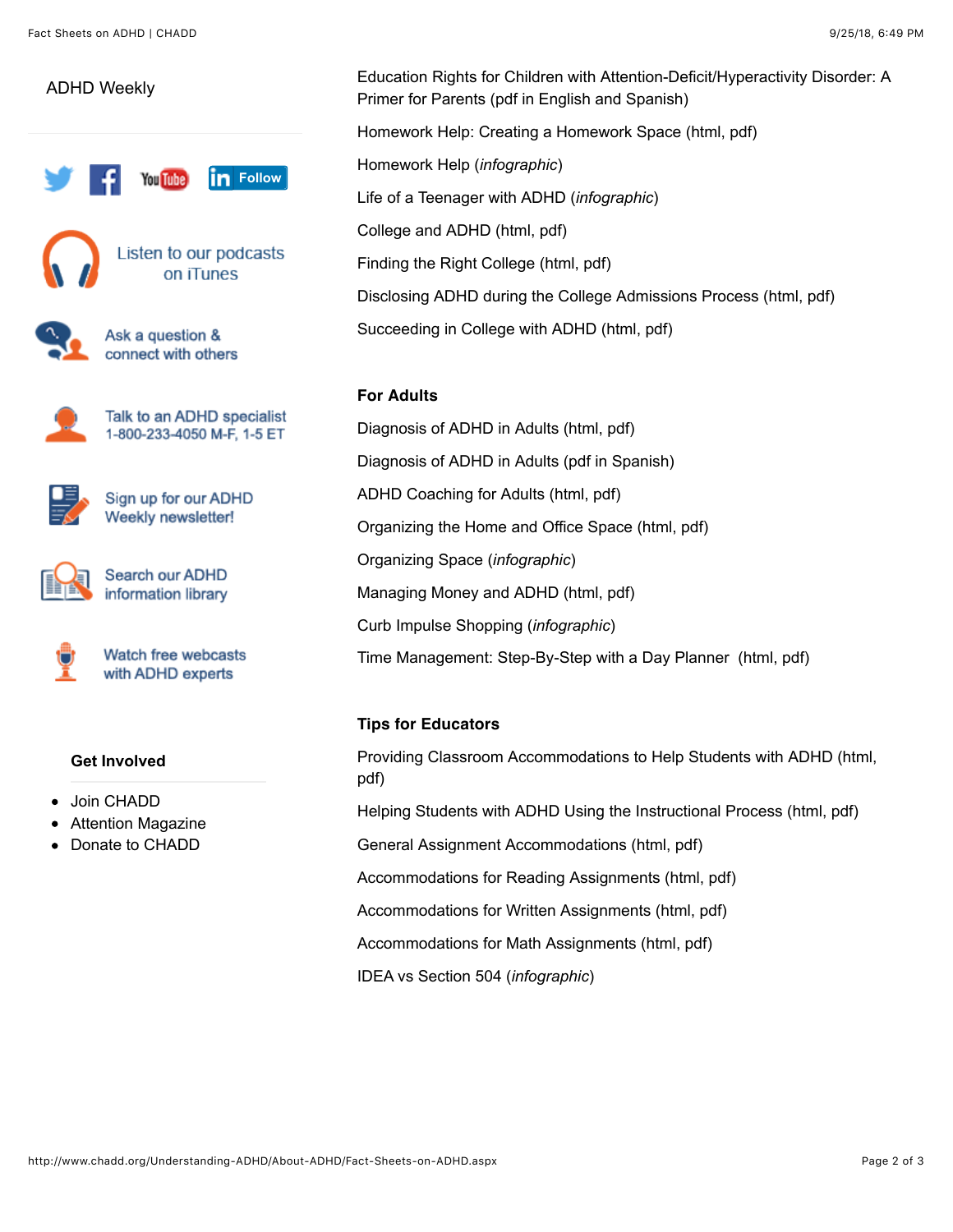ADHD Weekly

Listen to our podcasts on iTunes

Ask a question & connect with others

Talk to an ADHD specialist 1-800-233-4050 M-F, 1-5 ET

Sign up for our ADHD Weekly newsletter!

Search our ADHD information library

Watch free webcasts with ADHD experts

### Get Involved

- Join CHADD
- Attention Magazine
- Donate to CHADD

Education Rights for Children with Attention-Deficit/Hyperactivity Disorder: A Primer for Parents (pdf in English and Spanish)

Homework Help: Creating a Homework Space (html, pdf)

Homework Help (*infographic*)

Life of a Teenager with ADHD (*infographic*)

College and ADHD (html, pdf)

Finding the Right College (html, pdf)

Disclosing ADHD during the College Admissions Process (html, pdf)

Succeeding in College with ADHD (html, pdf)

### For Adults

Diagnosis of ADHD in Adults (html, pdf)

Diagnosis of ADHD in Adults (pdf in Spanish)

ADHD Coaching for Adults (html, pdf)

Organizing the Home and Office Space (html, pdf)

Organizing Space (*infographic*)

Managing Money and ADHD (html, pdf)

Curb Impulse Shopping (*infographic*)

Time Management: Step-By-Step with a Day Planner (html, pdf)

### Tips for Educators

Providing Classroom Accommodations to Help Students with ADHD (html, pdf)

Helping Students with ADHD Using the Instructional Process (html, pdf)

General Assignment Accommodations (html, pdf)

Accommodations for Reading Assignments (html, pdf)

Accommodations for Written Assignments (html, pdf)

Accommodations for Math Assignments (html, pdf)

IDEA vs Section 504 (*infographic*)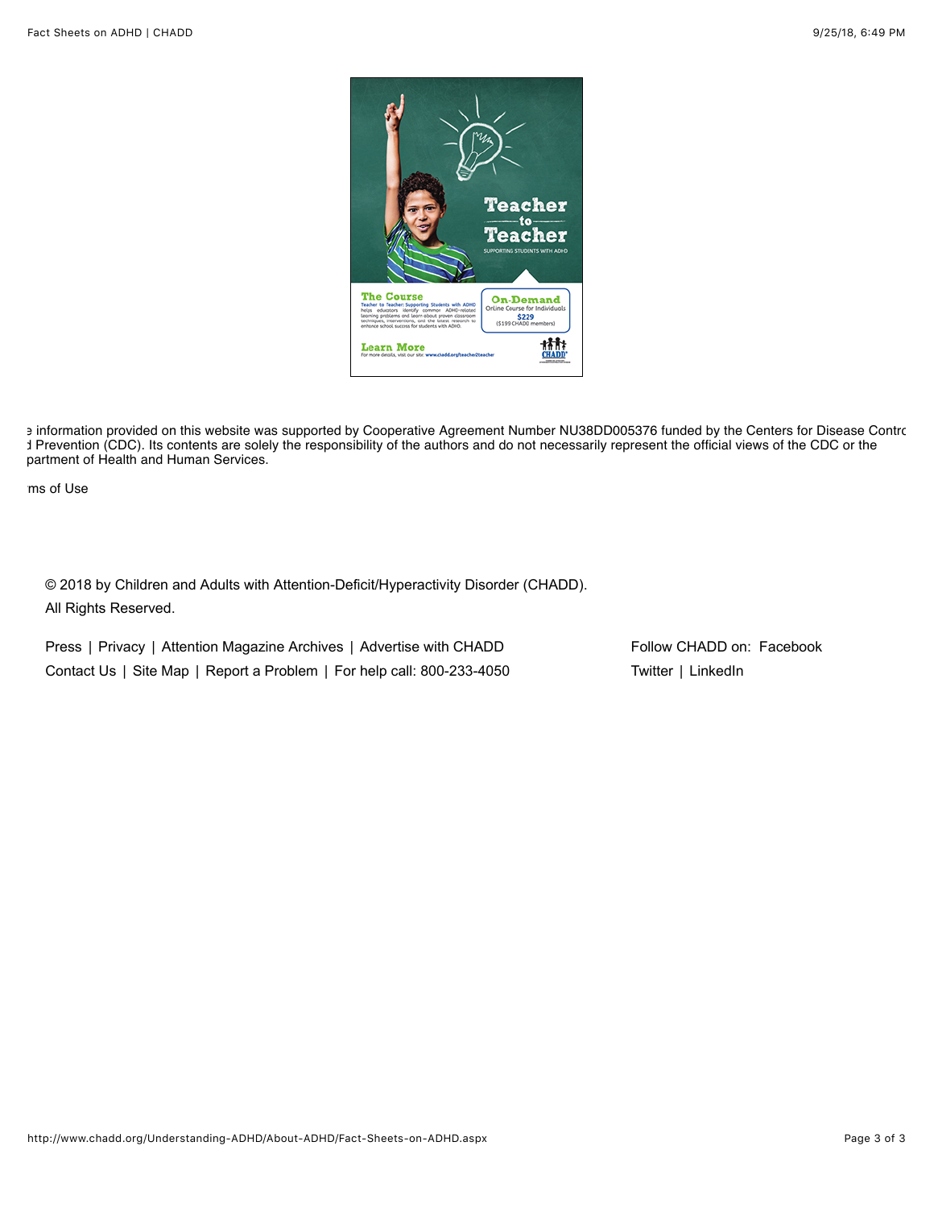Teacher to Teacher

SUPPORTING STUDENTS WITH ADHD

The Course

Teacher to Teacher: Supporting Students with ADHD helps educators identify common ADHD-related learning problems and learn about proven classroom techniques, interventions, and the latest research to enhance school success for students with ADHD.

On-Demand

Online Course for Individuals

$229

($199 CHADD members)

Learn More

For more details, visit our site: www.chadd.org/teacher2teacher

CHADD

e information provided on this website was supported by Cooperative Agreement Number NU38DD005376 funded by the Centers for Disease Contrc
d Prevention (CDC). Its contents are solely the responsibility of the authors and do not necessarily represent the official views of the CDC or the
partment of Health and Human Services.

ms of Use

© 2018 by Children and Adults with Attention-Deficit/Hyperactivity Disorder (CHADD).
All Rights Reserved.

Press | Privacy | Attention Magazine Archives | Advertise with CHADD
Contact Us | Site Map | Report a Problem | For help call: 800-233-4050

Follow CHADD on: Facebook
Twitter | LinkedIn